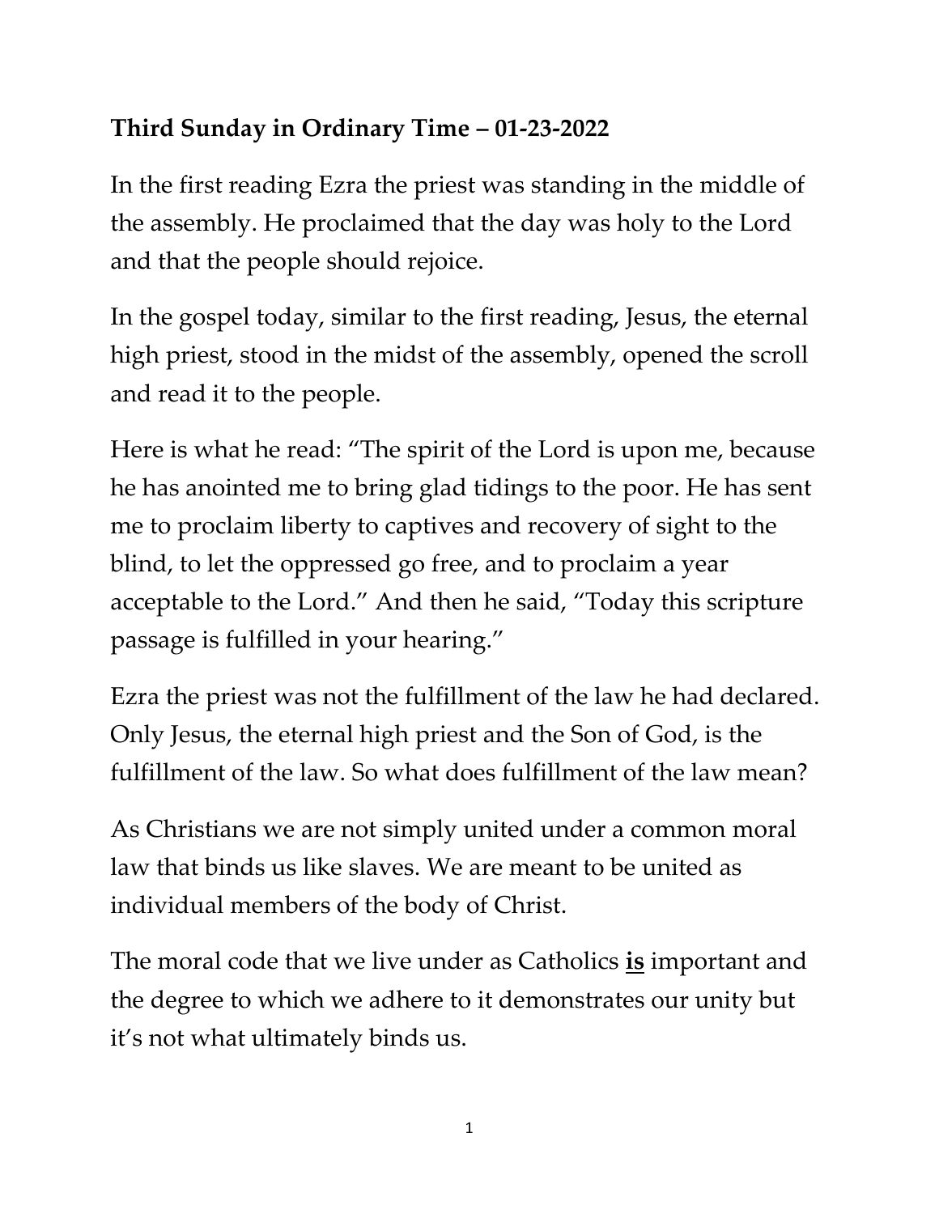**Third Sunday in Ordinary Time – 01-23-2022**

In the first reading Ezra the priest was standing in the middle of the assembly. He proclaimed that the day was holy to the Lord and that the people should rejoice.

In the gospel today, similar to the first reading, Jesus, the eternal high priest, stood in the midst of the assembly, opened the scroll and read it to the people.

Here is what he read: "The spirit of the Lord is upon me, because he has anointed me to bring glad tidings to the poor. He has sent me to proclaim liberty to captives and recovery of sight to the blind, to let the oppressed go free, and to proclaim a year acceptable to the Lord." And then he said, "Today this scripture passage is fulfilled in your hearing."

Ezra the priest was not the fulfillment of the law he had declared. Only Jesus, the eternal high priest and the Son of God, is the fulfillment of the law. So what does fulfillment of the law mean?

As Christians we are not simply united under a common moral law that binds us like slaves. We are meant to be united as individual members of the body of Christ.

The moral code that we live under as Catholics **<u>is</u>** important and the degree to which we adhere to it demonstrates our unity but it's not what ultimately binds us.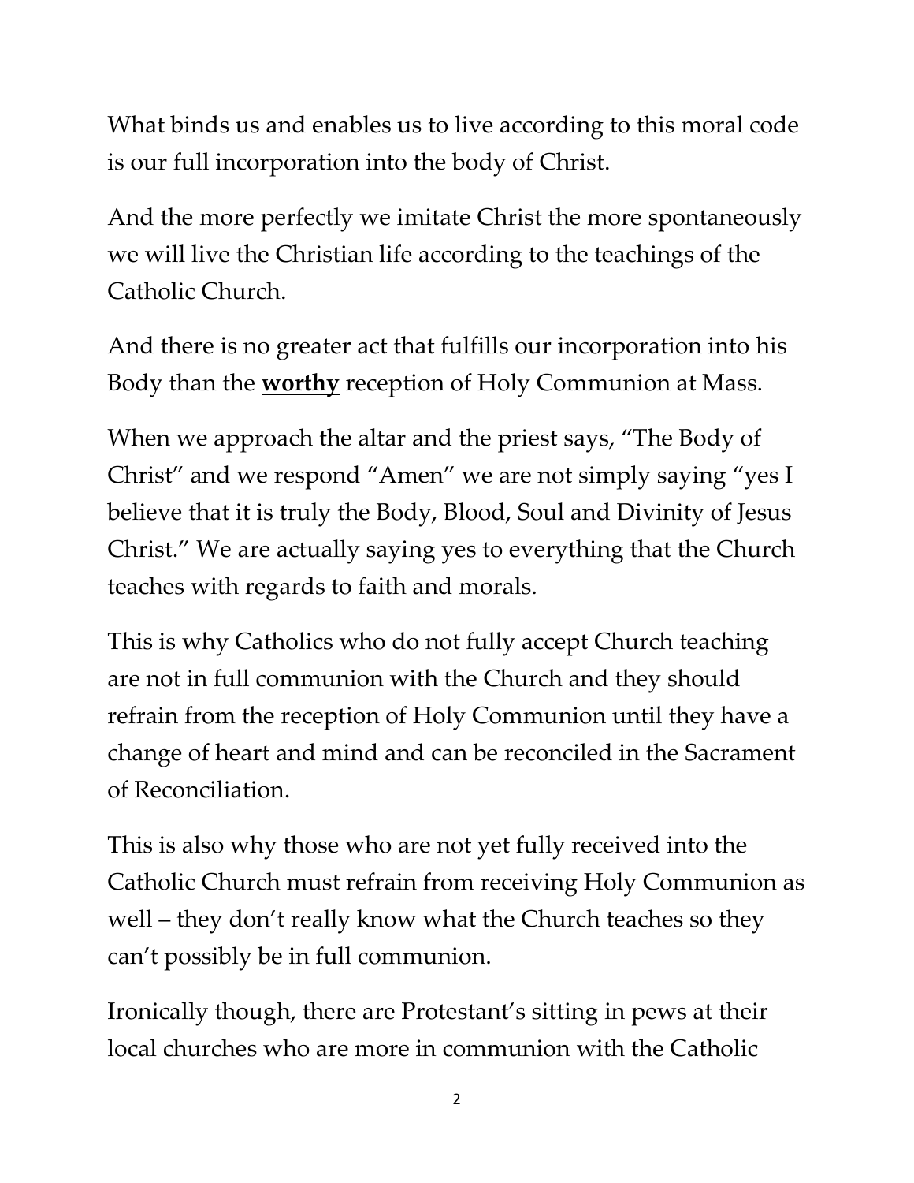What binds us and enables us to live according to this moral code is our full incorporation into the body of Christ.

And the more perfectly we imitate Christ the more spontaneously we will live the Christian life according to the teachings of the Catholic Church.

And there is no greater act that fulfills our incorporation into his Body than the **<u>worthy</u>** reception of Holy Communion at Mass.

When we approach the altar and the priest says, "The Body of Christ" and we respond "Amen" we are not simply saying "yes I believe that it is truly the Body, Blood, Soul and Divinity of Jesus Christ." We are actually saying yes to everything that the Church teaches with regards to faith and morals.

This is why Catholics who do not fully accept Church teaching are not in full communion with the Church and they should refrain from the reception of Holy Communion until they have a change of heart and mind and can be reconciled in the Sacrament of Reconciliation.

This is also why those who are not yet fully received into the Catholic Church must refrain from receiving Holy Communion as well – they don't really know what the Church teaches so they can't possibly be in full communion.

Ironically though, there are Protestant's sitting in pews at their local churches who are more in communion with the Catholic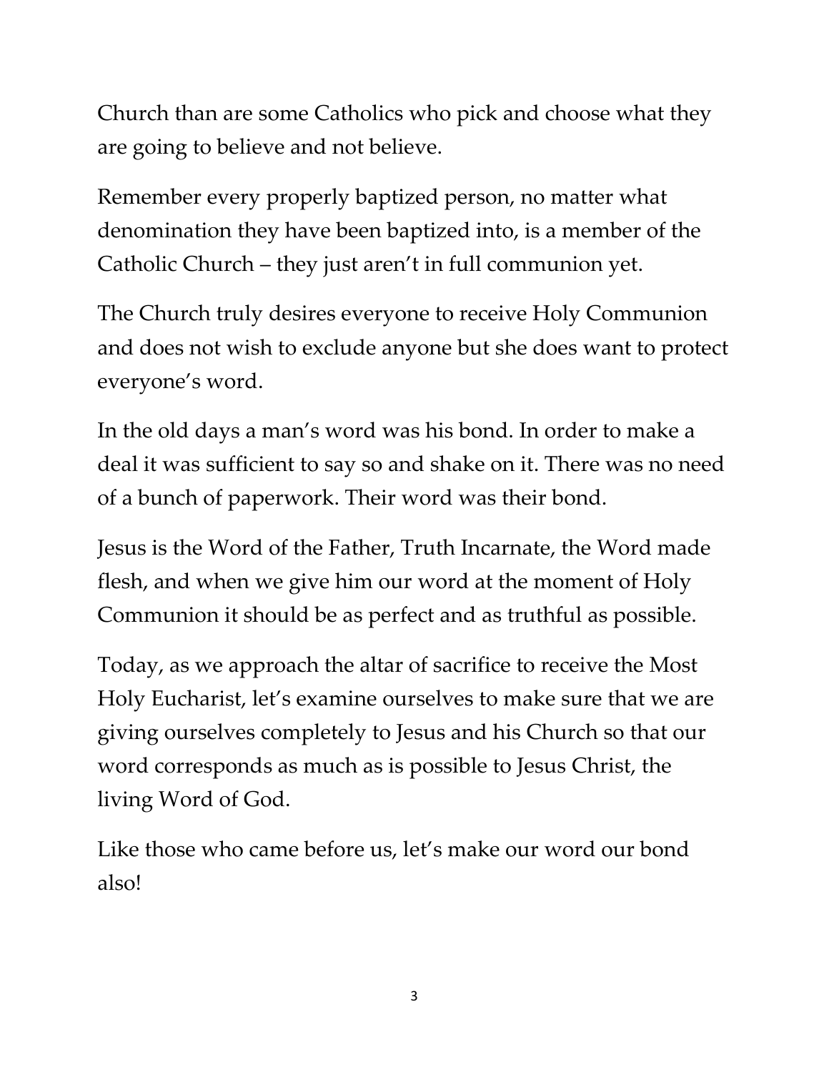Church than are some Catholics who pick and choose what they are going to believe and not believe.

Remember every properly baptized person, no matter what denomination they have been baptized into, is a member of the Catholic Church – they just aren't in full communion yet.

The Church truly desires everyone to receive Holy Communion and does not wish to exclude anyone but she does want to protect everyone's word.

In the old days a man's word was his bond. In order to make a deal it was sufficient to say so and shake on it. There was no need of a bunch of paperwork. Their word was their bond.

Jesus is the Word of the Father, Truth Incarnate, the Word made flesh, and when we give him our word at the moment of Holy Communion it should be as perfect and as truthful as possible.

Today, as we approach the altar of sacrifice to receive the Most Holy Eucharist, let's examine ourselves to make sure that we are giving ourselves completely to Jesus and his Church so that our word corresponds as much as is possible to Jesus Christ, the living Word of God.

Like those who came before us, let's make our word our bond also!